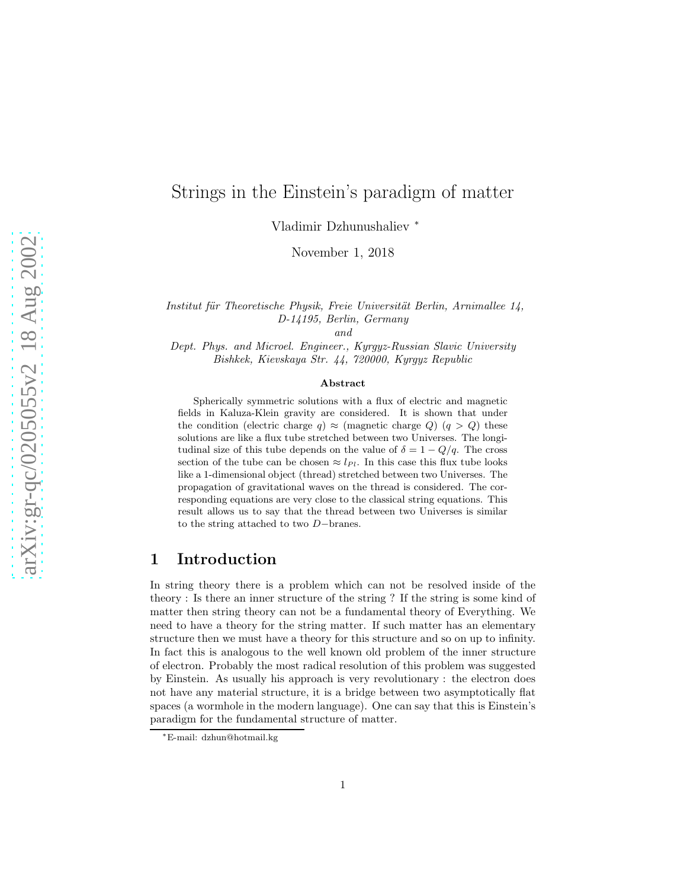# Strings in the Einstein's paradigm of matter

Vladimir Dzhunushaliev [*]

November 1, 2018

*Institut für Theoretische Physik, Freie Universität Berlin, Arnimallee 14, D-14195, Berlin, Germany*
*and*
*Dept. Phys. and Microel. Engineer., Kyrgyz-Russian Slavic University Bishkek, Kievskaya Str. 44, 720000, Kyrgyz Republic*

### Abstract

Spherically symmetric solutions with a flux of electric and magnetic fields in Kaluza-Klein gravity are considered. It is shown that under the condition (electric charge $q$) $\approx$ (magnetic charge $Q$) ($q > Q$) these solutions are like a flux tube stretched between two Universes. The longitudinal size of this tube depends on the value of $\delta = 1 - Q/q$. The cross section of the tube can be chosen $\approx l_{Pl}$. In this case this flux tube looks like a 1-dimensional object (thread) stretched between two Universes. The propagation of gravitational waves on the thread is considered. The corresponding equations are very close to the classical string equations. This result allows us to say that the thread between two Universes is similar to the string attached to two $D-$branes.

## 1 Introduction

In string theory there is a problem which can not be resolved inside of the theory : Is there an inner structure of the string ? If the string is some kind of matter then string theory can not be a fundamental theory of Everything. We need to have a theory for the string matter. If such matter has an elementary structure then we must have a theory for this structure and so on up to infinity. In fact this is analogous to the well known old problem of the inner structure of electron. Probably the most radical resolution of this problem was suggested by Einstein. As usually his approach is very revolutionary : the electron does not have any material structure, it is a bridge between two asymptotically flat spaces (a wormhole in the modern language). One can say that this is Einstein's paradigm for the fundamental structure of matter.

[*] E-mail: dzhun@hotmail.kg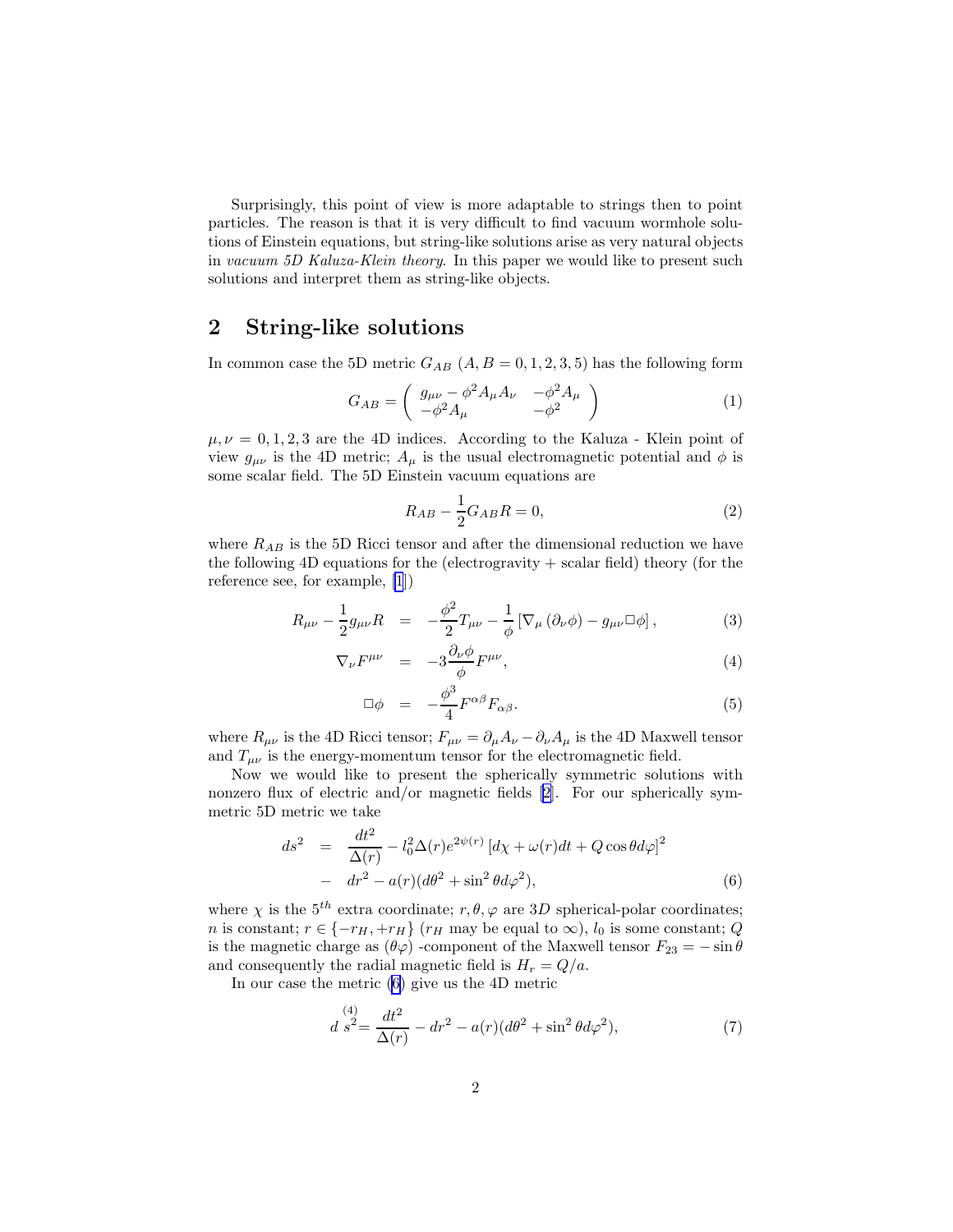Surprisingly, this point of view is more adaptable to strings then to point particles. The reason is that it is very difficult to find vacuum wormhole solutions of Einstein equations, but string-like solutions arise as very natural objects in *vacuum 5D Kaluza-Klein theory*. In this paper we would like to present such solutions and interpret them as string-like objects.

## 2 String-like solutions

In common case the 5D metric $G_{AB}$ $(A, B = 0, 1, 2, 3, 5)$ has the following form

$$G_{AB} = \begin{pmatrix} g_{\mu\nu} - \phi^2 A_\mu A_\nu & -\phi^2 A_\mu \\ -\phi^2 A_\mu & -\phi^2 \end{pmatrix} \tag{1}$$

$\mu, \nu = 0, 1, 2, 3$ are the 4D indices. According to the Kaluza - Klein point of view $g_{\mu\nu}$ is the 4D metric; $A_\mu$ is the usual electromagnetic potential and $\phi$ is some scalar field. The 5D Einstein vacuum equations are

$$R_{AB} - \frac{1}{2} G_{AB} R = 0, \tag{2}$$

where $R_{AB}$ is the 5D Ricci tensor and after the dimensional reduction we have the following 4D equations for the (electrogravity + scalar field) theory (for the reference see, for example, [1])

$$R_{\mu\nu} - \frac{1}{2} g_{\mu\nu} R = -\frac{\phi^2}{2} T_{\mu\nu} - \frac{1}{\phi} \left[ \nabla_\mu \left( \partial_\nu \phi \right) - g_{\mu\nu} \Box \phi \right], \tag{3}$$

$$\nabla_\nu F^{\mu\nu} = -3 \frac{\partial_\nu \phi}{\phi} F^{\mu\nu}, \tag{4}$$

$$\Box \phi = -\frac{\phi^3}{4} F^{\alpha\beta} F_{\alpha\beta}. \tag{5}$$

where $R_{\mu\nu}$ is the 4D Ricci tensor; $F_{\mu\nu} = \partial_\mu A_\nu - \partial_\nu A_\mu$ is the 4D Maxwell tensor and $T_{\mu\nu}$ is the energy-momentum tensor for the electromagnetic field.

Now we would like to present the spherically symmetric solutions with nonzero flux of electric and/or magnetic fields [2]. For our spherically symmetric 5D metric we take

$$\begin{aligned} ds^2 &= \frac{dt^2}{\Delta(r)} - l_0^2 \Delta(r) e^{2\psi(r)} \left[ d\chi + \omega(r) dt + Q \cos\theta d\varphi \right]^2 \\ &- dr^2 - a(r)(d\theta^2 + \sin^2\theta d\varphi^2), \end{aligned} \tag{6}$$

where $\chi$ is the $5^{th}$ extra coordinate; $r, \theta, \varphi$ are $3D$ spherical-polar coordinates; $n$ is constant; $r \in \{-r_H, +r_H\}$ ($r_H$ may be equal to $\infty$), $l_0$ is some constant; $Q$ is the magnetic charge as $(\theta\varphi)$ -component of the Maxwell tensor $F_{23} = -\sin\theta$ and consequently the radial magnetic field is $H_r = Q/a$.

In our case the metric (6) give us the 4D metric

$$d \overset{(4)}{s^2} = \frac{dt^2}{\Delta(r)} - dr^2 - a(r)(d\theta^2 + \sin^2\theta d\varphi^2), \tag{7}$$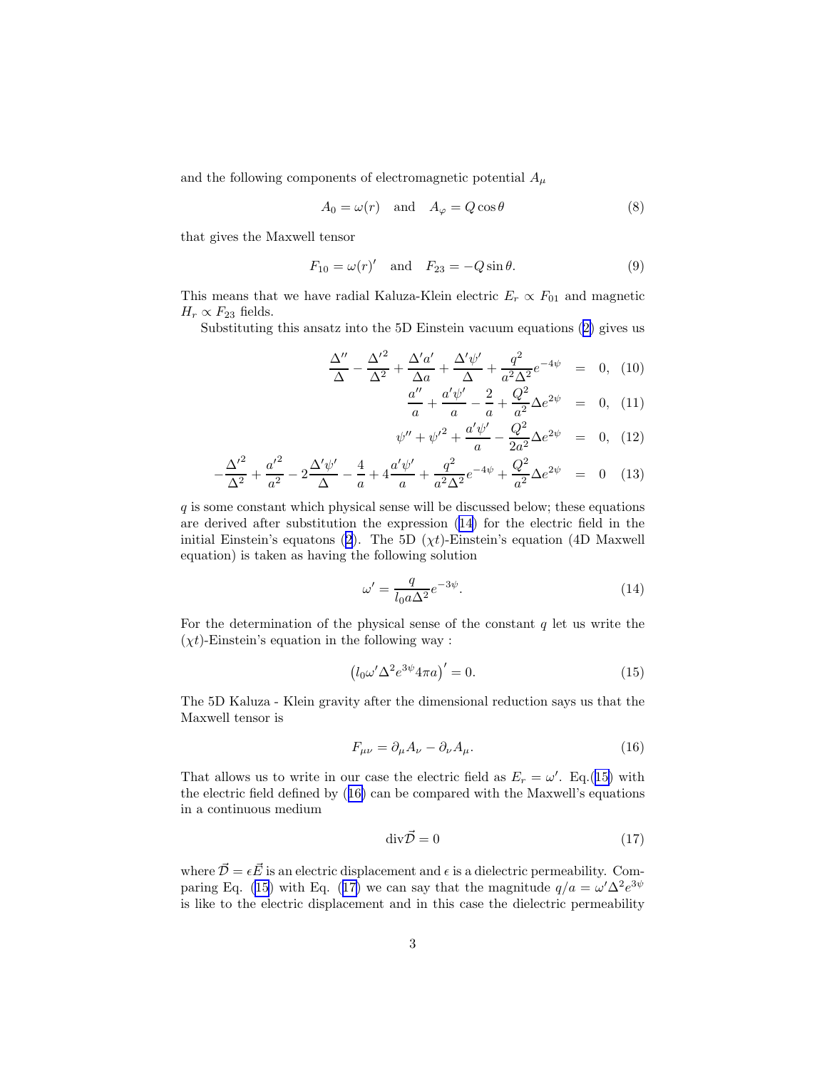and the following components of electromagnetic potential $A_\mu$

$$A_0 = \omega(r) \quad \text{and} \quad A_\varphi = Q\cos\theta \tag{8}$$

that gives the Maxwell tensor

$$F_{10} = \omega(r)' \quad \text{and} \quad F_{23} = -Q\sin\theta. \tag{9}$$

This means that we have radial Kaluza-Klein electric $E_r \propto F_{01}$ and magnetic $H_r \propto F_{23}$ fields.

Substituting this ansatz into the 5D Einstein vacuum equations (2) gives us

$$\frac{\Delta''}{\Delta} - \frac{\Delta'^2}{\Delta^2} + \frac{\Delta' a'}{\Delta a} + \frac{\Delta' \psi'}{\Delta} + \frac{q^2}{a^2\Delta^2}e^{-4\psi} = 0, \tag{10}$$

$$\frac{a''}{a} + \frac{a'\psi'}{a} - \frac{2}{a} + \frac{Q^2}{a^2}\Delta e^{2\psi} = 0, \tag{11}$$

$$\psi'' + \psi'^2 + \frac{a'\psi'}{a} - \frac{Q^2}{2a^2}\Delta e^{2\psi} = 0, \tag{12}$$

$$-\frac{\Delta'^2}{\Delta^2} + \frac{a'^2}{a^2} - 2\frac{\Delta'\psi'}{\Delta} - \frac{4}{a} + 4\frac{a'\psi'}{a} + \frac{q^2}{a^2\Delta^2}e^{-4\psi} + \frac{Q^2}{a^2}\Delta e^{2\psi} = 0 \tag{13}$$

$q$ is some constant which physical sense will be discussed below; these equations are derived after substitution the expression (14) for the electric field in the initial Einstein's equatons (2). The 5D $(\chi t)$-Einstein's equation (4D Maxwell equation) is taken as having the following solution

$$\omega' = \frac{q}{l_0 a \Delta^2}e^{-3\psi}. \tag{14}$$

For the determination of the physical sense of the constant $q$ let us write the $(\chi t)$-Einstein's equation in the following way :

$$\left(l_0 \omega' \Delta^2 e^{3\psi} 4\pi a\right)' = 0. \tag{15}$$

The 5D Kaluza - Klein gravity after the dimensional reduction says us that the Maxwell tensor is

$$F_{\mu\nu} = \partial_\mu A_\nu - \partial_\nu A_\mu. \tag{16}$$

That allows us to write in our case the electric field as $E_r = \omega'$. Eq.(15) with the electric field defined by (16) can be compared with the Maxwell's equations in a continuous medium

$$\text{div}\vec{\mathcal{D}} = 0 \tag{17}$$

where $\vec{\mathcal{D}} = \epsilon\vec{E}$ is an electric displacement and $\epsilon$ is a dielectric permeability. Comparing Eq. (15) with Eq. (17) we can say that the magnitude $q/a = \omega'\Delta^2 e^{3\psi}$ is like to the electric displacement and in this case the dielectric permeability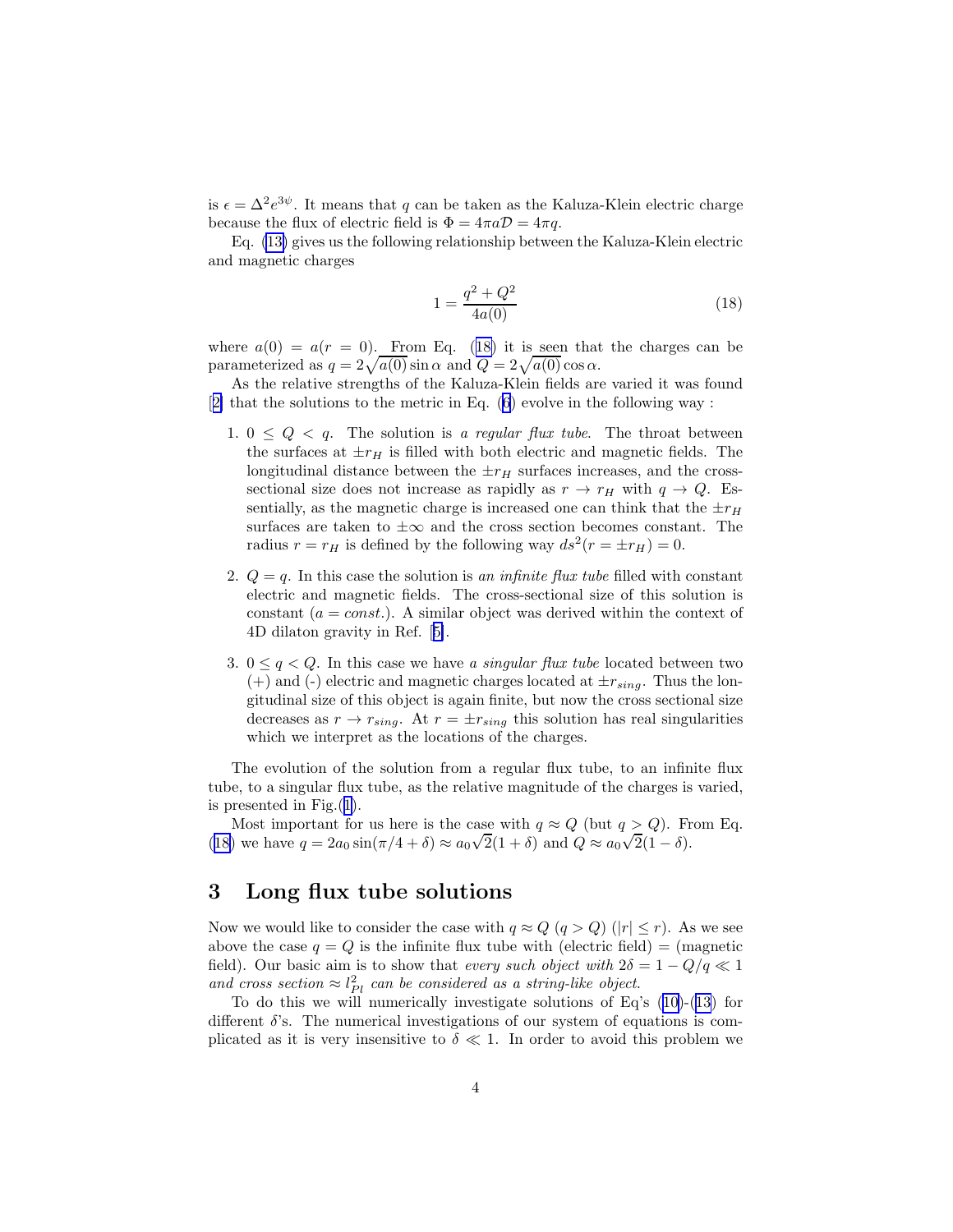is $\epsilon = \Delta^2 e^{3\psi}$. It means that $q$ can be taken as the Kaluza-Klein electric charge because the flux of electric field is $\Phi = 4\pi a\mathcal{D} = 4\pi q$.

Eq. (13) gives us the following relationship between the Kaluza-Klein electric and magnetic charges

$$1 = \frac{q^2 + Q^2}{4a(0)} \tag{18}$$

where $a(0) = a(r = 0)$. From Eq. (18) it is seen that the charges can be parameterized as $q = 2\sqrt{a(0)}\sin\alpha$ and $Q = 2\sqrt{a(0)}\cos\alpha$.

As the relative strengths of the Kaluza-Klein fields are varied it was found [2] that the solutions to the metric in Eq. (6) evolve in the following way :

1. $0 \leq Q < q$. The solution is *a regular flux tube*. The throat between the surfaces at $\pm r_H$ is filled with both electric and magnetic fields. The longitudinal distance between the $\pm r_H$ surfaces increases, and the cross-sectional size does not increase as rapidly as $r \to r_H$ with $q \to Q$. Essentially, as the magnetic charge is increased one can think that the $\pm r_H$ surfaces are taken to $\pm\infty$ and the cross section becomes constant. The radius $r = r_H$ is defined by the following way $ds^2(r = \pm r_H) = 0$.

2. $Q = q$. In this case the solution is *an infinite flux tube* filled with constant electric and magnetic fields. The cross-sectional size of this solution is constant ($a = const.$). A similar object was derived within the context of 4D dilaton gravity in Ref. [5].

3. $0 \leq q < Q$. In this case we have *a singular flux tube* located between two (+) and (-) electric and magnetic charges located at $\pm r_{sing}$. Thus the longitudinal size of this object is again finite, but now the cross sectional size decreases as $r \to r_{sing}$. At $r = \pm r_{sing}$ this solution has real singularities which we interpret as the locations of the charges.

The evolution of the solution from a regular flux tube, to an infinite flux tube, to a singular flux tube, as the relative magnitude of the charges is varied, is presented in Fig.(1).

Most important for us here is the case with $q \approx Q$ (but $q > Q$). From Eq. (18) we have $q = 2a_0 \sin(\pi/4 + \delta) \approx a_0\sqrt{2}(1 + \delta)$ and $Q \approx a_0\sqrt{2}(1 - \delta)$.

## 3 Long flux tube solutions

Now we would like to consider the case with $q \approx Q$ ($q > Q$) ($|r| \leq r$). As we see above the case $q = Q$ is the infinite flux tube with (electric field) = (magnetic field). Our basic aim is to show that *every such object with $2\delta = 1 - Q/q \ll 1$ and cross section $\approx l_{Pl}^2$ can be considered as a string-like object*.

To do this we will numerically investigate solutions of Eq's (10)-(13) for different $\delta$'s. The numerical investigations of our system of equations is complicated as it is very insensitive to $\delta \ll 1$. In order to avoid this problem we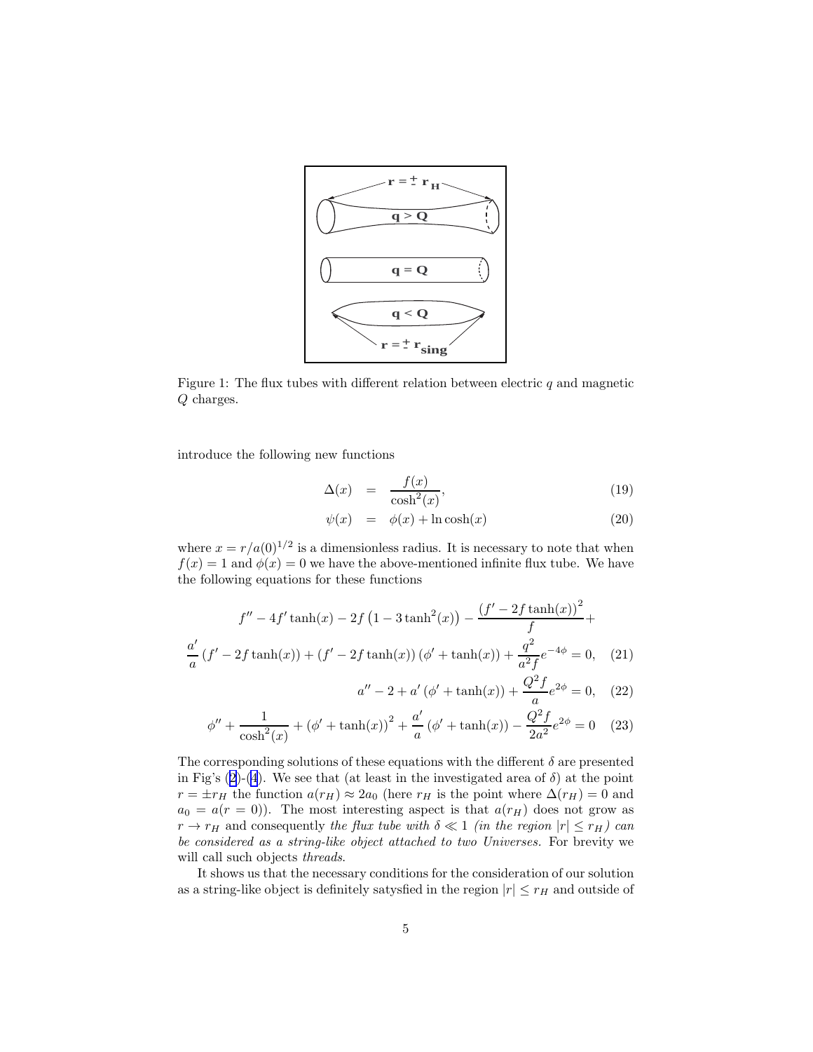Figure 1: The flux tubes with different relation between electric $q$ and magnetic $Q$ charges.

introduce the following new functions

$$
\Delta(x) = \frac{f(x)}{\cosh^2(x)}, \tag{19}
$$

$$
\psi(x) = \phi(x) + \ln\cosh(x) \tag{20}
$$

where $x = r/a(0)^{1/2}$ is a dimensionless radius. It is necessary to note that when $f(x) = 1$ and $\phi(x) = 0$ we have the above-mentioned infinite flux tube. We have the following equations for these functions

$$
f'' - 4f'\tanh(x) - 2f\left(1 - 3\tanh^2(x)\right) - \frac{\left(f' - 2f\tanh(x)\right)^2}{f} +
$$

$$
\frac{a'}{a}\left(f' - 2f\tanh(x)\right) + \left(f' - 2f\tanh(x)\right)\left(\phi' + \tanh(x)\right) + \frac{q^2}{a^2 f}e^{-4\phi} = 0, \tag{21}
$$

$$
a'' - 2 + a'\left(\phi' + \tanh(x)\right) + \frac{Q^2 f}{a}e^{2\phi} = 0, \tag{22}
$$

$$
\phi'' + \frac{1}{\cosh^2(x)} + \left(\phi' + \tanh(x)\right)^2 + \frac{a'}{a}\left(\phi' + \tanh(x)\right) - \frac{Q^2 f}{2a^2}e^{2\phi} = 0 \tag{23}
$$

The corresponding solutions of these equations with the different $\delta$ are presented in Fig's (2)-(4). We see that (at least in the investigated area of $\delta$) at the point $r = \pm r_H$ the function $a(r_H) \approx 2a_0$ (here $r_H$ is the point where $\Delta(r_H) = 0$ and $a_0 = a(r = 0)$). The most interesting aspect is that $a(r_H)$ does not grow as $r \to r_H$ and consequently *the flux tube with $\delta \ll 1$ (in the region $|r| \leq r_H$) can be considered as a string-like object attached to two Universes.* For brevity we will call such objects *threads*.

It shows us that the necessary conditions for the consideration of our solution as a string-like object is definitely satysfied in the region $|r| \leq r_H$ and outside of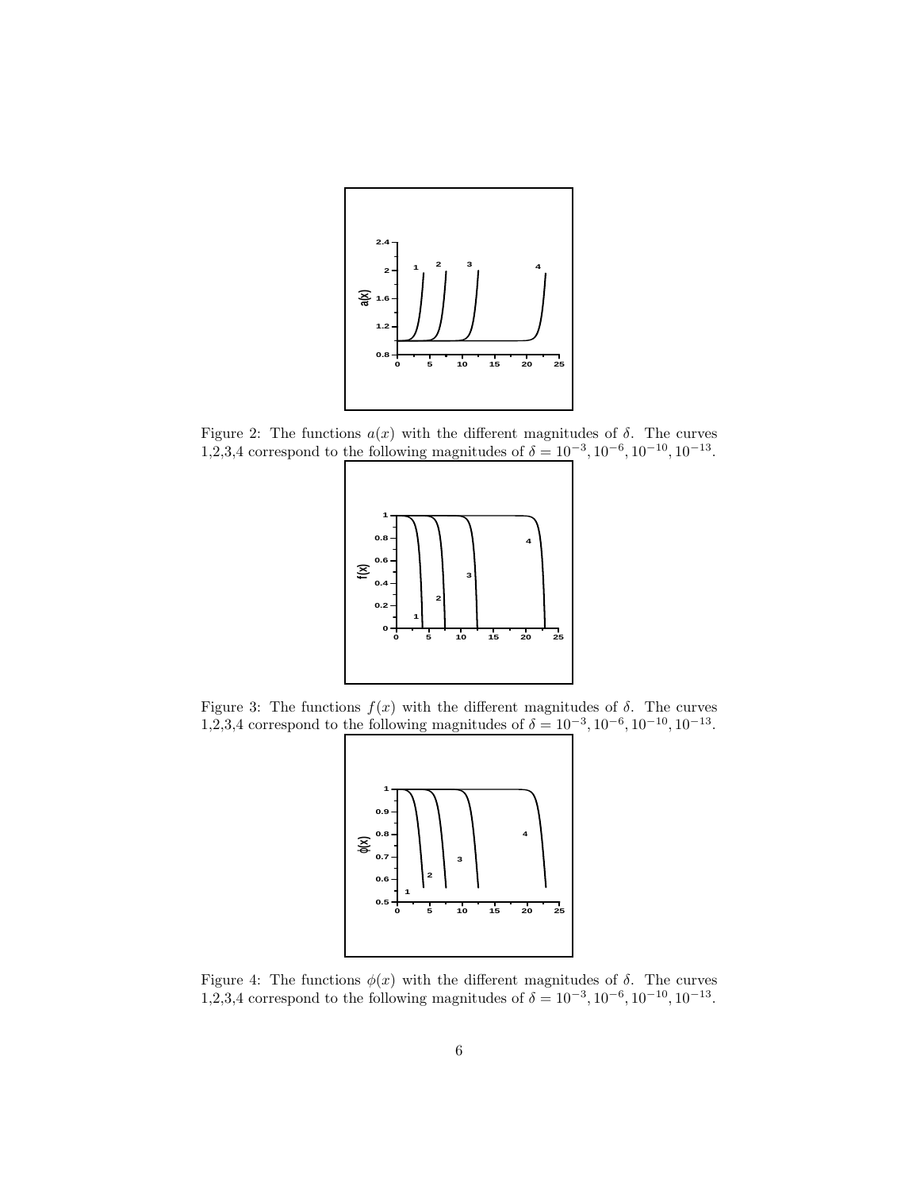Figure 2: The functions $a(x)$ with the different magnitudes of $\delta$. The curves 1,2,3,4 correspond to the following magnitudes of $\delta = 10^{-3}, 10^{-6}, 10^{-10}, 10^{-13}$.

Figure 3: The functions $f(x)$ with the different magnitudes of $\delta$. The curves 1,2,3,4 correspond to the following magnitudes of $\delta = 10^{-3}, 10^{-6}, 10^{-10}, 10^{-13}$.

Figure 4: The functions $\phi(x)$ with the different magnitudes of $\delta$. The curves 1,2,3,4 correspond to the following magnitudes of $\delta = 10^{-3}, 10^{-6}, 10^{-10}, 10^{-13}$.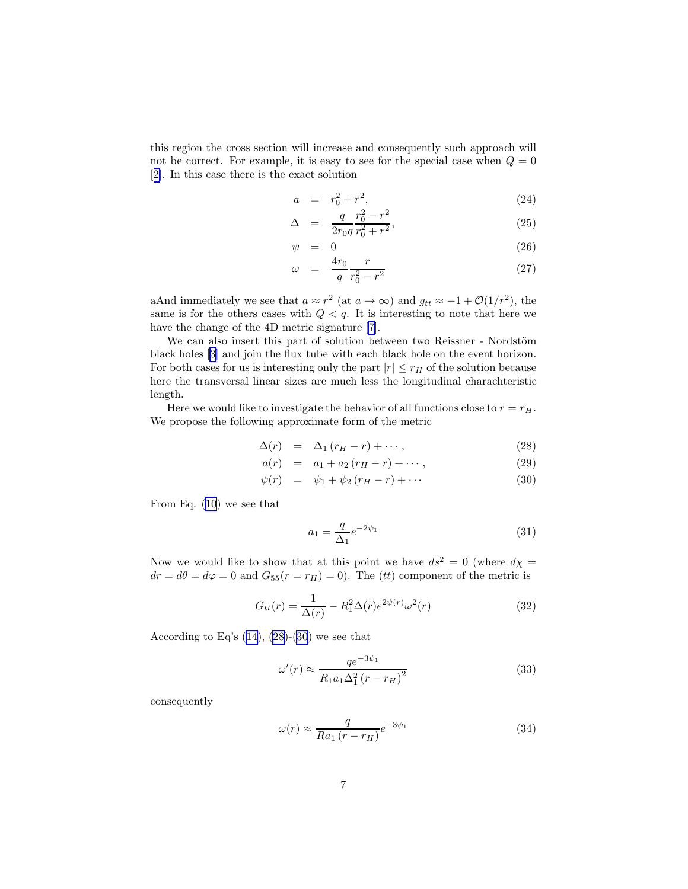this region the cross section will increase and consequently such approach will not be correct. For example, it is easy to see for the special case when $Q = 0$ [2]. In this case there is the exact solution

$$
\begin{aligned}
a &= r_0^2 + r^2, &(24)\\
\Delta &= \frac{q}{2r_0 q}\frac{r_0^2 - r^2}{r_0^2 + r^2}, &(25)\\
\psi &= 0 &(26)\\
\omega &= \frac{4r_0}{q}\frac{r}{r_0^2 - r^2} &(27)
\end{aligned}
$$

aAnd immediately we see that $a \approx r^2$ (at $a \to \infty$) and $g_{tt} \approx -1 + \mathcal{O}(1/r^2)$, the same is for the others cases with $Q < q$. It is interesting to note that here we have the change of the 4D metric signature [7].

We can also insert this part of solution between two Reissner - Nordstöm black holes [3] and join the flux tube with each black hole on the event horizon. For both cases for us is interesting only the part $|r| \leq r_H$ of the solution because here the transversal linear sizes are much less the longitudinal charachteristic length.

Here we would like to investigate the behavior of all functions close to $r = r_H$. We propose the following approximate form of the metric

$$
\begin{aligned}
\Delta(r) &= \Delta_1 (r_H - r) + \cdots, &(28)\\
a(r) &= a_1 + a_2 (r_H - r) + \cdots, &(29)\\
\psi(r) &= \psi_1 + \psi_2 (r_H - r) + \cdots &(30)
\end{aligned}
$$

From Eq. (10) we see that

$$
a_1 = \frac{q}{\Delta_1} e^{-2\psi_1} \tag{31}
$$

Now we would like to show that at this point we have $ds^2 = 0$ (where $d\chi = dr = d\theta = d\varphi = 0$ and $G_{55}(r = r_H) = 0$). The $(tt)$ component of the metric is

$$
G_{tt}(r) = \frac{1}{\Delta(r)} - R_1^2 \Delta(r) e^{2\psi(r)} \omega^2(r) \tag{32}
$$

According to Eq's (14), (28)-(30) we see that

$$
\omega'(r) \approx \frac{q e^{-3\psi_1}}{R_1 a_1 \Delta_1^2 (r - r_H)^2} \tag{33}
$$

consequently

$$
\omega(r) \approx \frac{q}{R a_1 (r - r_H)} e^{-3\psi_1} \tag{34}
$$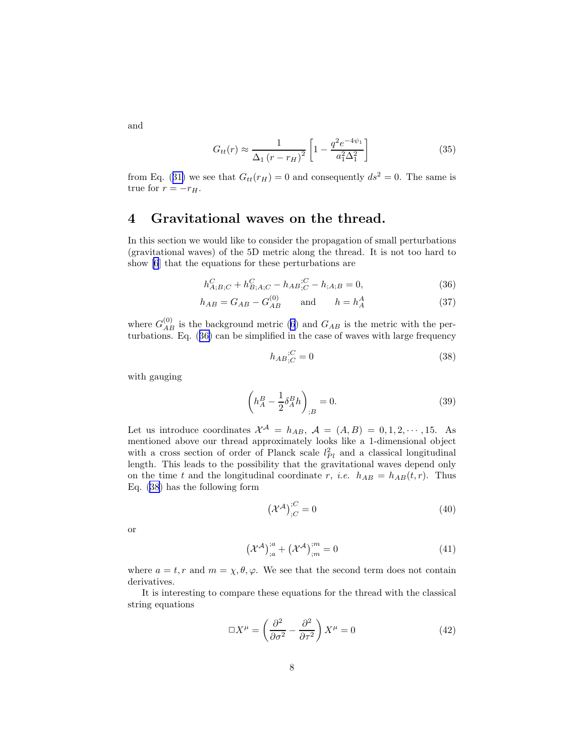and

$$G_{tt}(r) \approx \frac{1}{\Delta_1 \left(r - r_H\right)^2} \left[1 - \frac{q^2 e^{-4\psi_1}}{a_1^2 \Delta_1^2}\right] \tag{35}$$

from Eq. (31) we see that $G_{tt}(r_H) = 0$ and consequently $ds^2 = 0$. The same is true for $r = -r_H$.

## 4 Gravitational waves on the thread.

In this section we would like to consider the propagation of small perturbations (gravitational waves) of the 5D metric along the thread. It is not too hard to show [6] that the equations for these perturbations are

$$h^C_{A;B;C} + h^C_{B;A;C} - h_{AB;C}^{\;\;\;\;;C} - h_{;A;B} = 0, \tag{36}$$

$$h_{AB} = G_{AB} - G^{(0)}_{AB} \qquad \text{and} \qquad h = h^A_A \tag{37}$$

where $G^{(0)}_{AB}$ is the background metric (6) and $G_{AB}$ is the metric with the perturbations. Eq. (36) can be simplified in the case of waves with large frequency

$$h_{AB;C}^{\;\;\;\;;C} = 0 \tag{38}$$

with gauging

$$\left(h^B_A - \frac{1}{2}\delta^B_A h\right)_{;B} = 0. \tag{39}$$

Let us introduce coordinates $\mathcal{X}^{\mathcal{A}} = h_{AB}$, $\mathcal{A} = (A, B) = 0, 1, 2, \cdots, 15$. As mentioned above our thread approximately looks like a 1-dimensional object with a cross section of order of Planck scale $l^2_{Pl}$ and a classical longitudinal length. This leads to the possibility that the gravitational waves depend only on the time $t$ and the longitudinal coordinate $r$, *i.e.* $h_{AB} = h_{AB}(t, r)$. Thus Eq. (38) has the following form

$$\left(\mathcal{X}^{\mathcal{A}}\right)^{;C}_{;C} = 0 \tag{40}$$

or

$$\left(\mathcal{X}^{\mathcal{A}}\right)^{;a}_{;a} + \left(\mathcal{X}^{\mathcal{A}}\right)^{;m}_{;m} = 0 \tag{41}$$

where $a = t, r$ and $m = \chi, \theta, \varphi$. We see that the second term does not contain derivatives.

It is interesting to compare these equations for the thread with the classical string equations

$$\Box X^\mu = \left(\frac{\partial^2}{\partial \sigma^2} - \frac{\partial^2}{\partial \tau^2}\right) X^\mu = 0 \tag{42}$$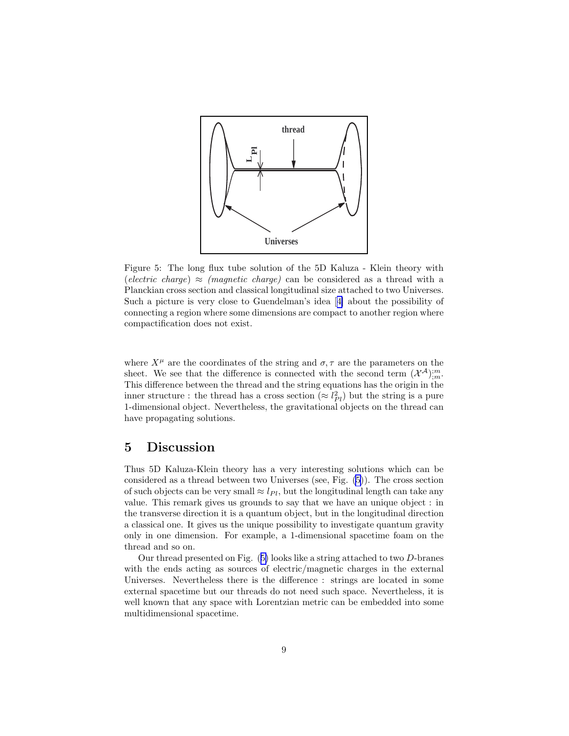Figure 5: The long flux tube solution of the 5D Kaluza - Klein theory with (*electric charge*) $\approx$ *(magnetic charge)* can be considered as a thread with a Planckian cross section and classical longitudinal size attached to two Universes. Such a picture is very close to Guendelman's idea [4] about the possibility of connecting a region where some dimensions are compact to another region where compactification does not exist.

where $X^\mu$ are the coordinates of the string and $\sigma, \tau$ are the parameters on the sheet. We see that the difference is connected with the second term $(\mathcal{X}^\mathcal{A})^{;m}_{;m}$. This difference between the thread and the string equations has the origin in the inner structure : the thread has a cross section ($\approx l_{Pl}^2$) but the string is a pure 1-dimensional object. Nevertheless, the gravitational objects on the thread can have propagating solutions.

## 5 Discussion

Thus 5D Kaluza-Klein theory has a very interesting solutions which can be considered as a thread between two Universes (see, Fig. (5)). The cross section of such objects can be very small $\approx l_{Pl}$, but the longitudinal length can take any value. This remark gives us grounds to say that we have an unique object : in the transverse direction it is a quantum object, but in the longitudinal direction a classical one. It gives us the unique possibility to investigate quantum gravity only in one dimension. For example, a 1-dimensional spacetime foam on the thread and so on.

Our thread presented on Fig. (5) looks like a string attached to two $D$-branes with the ends acting as sources of electric/magnetic charges in the external Universes. Nevertheless there is the difference : strings are located in some external spacetime but our threads do not need such space. Nevertheless, it is well known that any space with Lorentzian metric can be embedded into some multidimensional spacetime.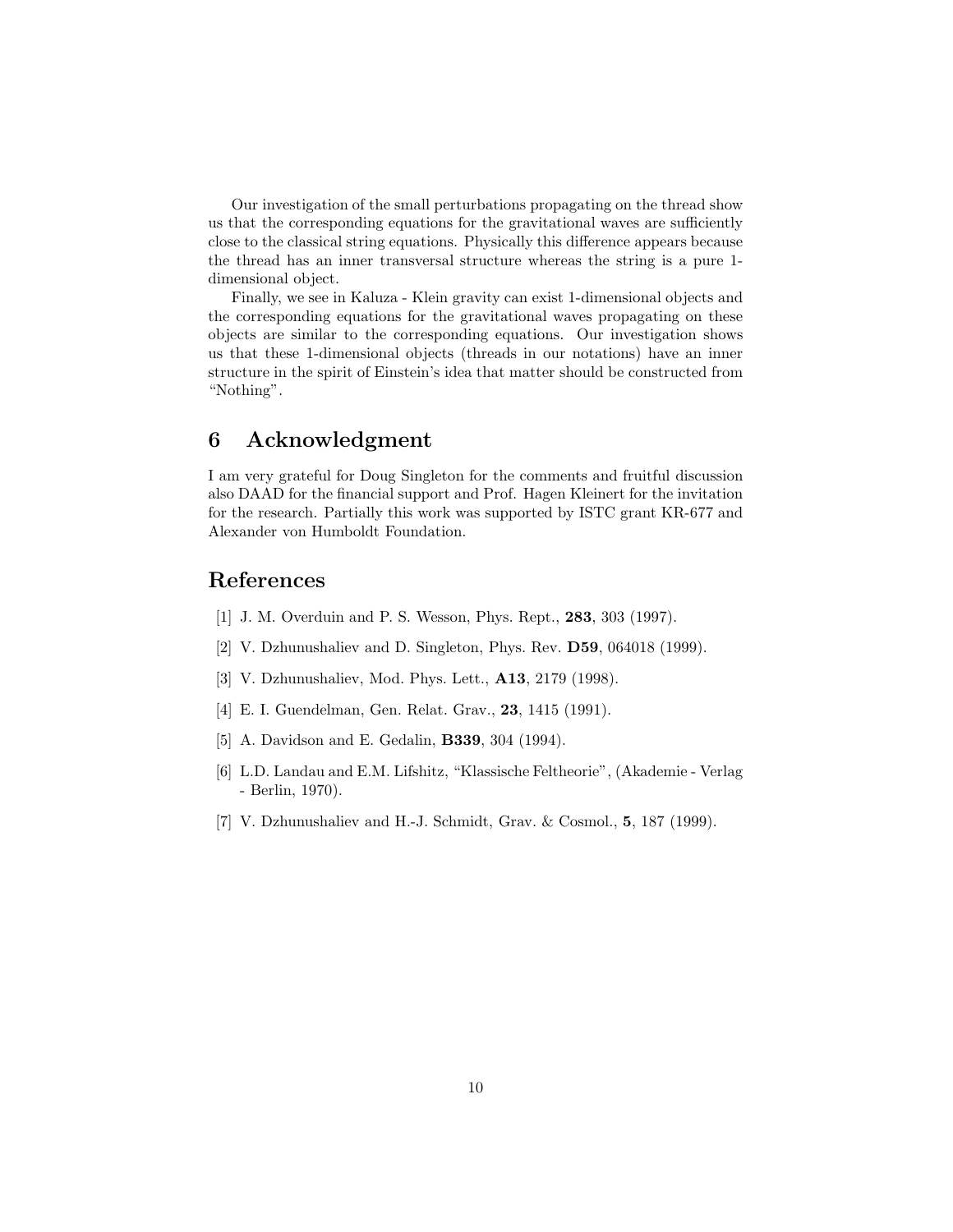Our investigation of the small perturbations propagating on the thread show us that the corresponding equations for the gravitational waves are sufficiently close to the classical string equations. Physically this difference appears because the thread has an inner transversal structure whereas the string is a pure 1-dimensional object.

Finally, we see in Kaluza - Klein gravity can exist 1-dimensional objects and the corresponding equations for the gravitational waves propagating on these objects are similar to the corresponding equations. Our investigation shows us that these 1-dimensional objects (threads in our notations) have an inner structure in the spirit of Einstein's idea that matter should be constructed from "Nothing".

## 6 Acknowledgment

I am very grateful for Doug Singleton for the comments and fruitful discussion also DAAD for the financial support and Prof. Hagen Kleinert for the invitation for the research. Partially this work was supported by ISTC grant KR-677 and Alexander von Humboldt Foundation.

## References

[1] J. M. Overduin and P. S. Wesson, Phys. Rept., **283**, 303 (1997).

[2] V. Dzhunushaliev and D. Singleton, Phys. Rev. **D59**, 064018 (1999).

[3] V. Dzhunushaliev, Mod. Phys. Lett., **A13**, 2179 (1998).

[4] E. I. Guendelman, Gen. Relat. Grav., **23**, 1415 (1991).

[5] A. Davidson and E. Gedalin, **B339**, 304 (1994).

[6] L.D. Landau and E.M. Lifshitz, "Klassische Feltheorie", (Akademie - Verlag - Berlin, 1970).

[7] V. Dzhunushaliev and H.-J. Schmidt, Grav. & Cosmol., **5**, 187 (1999).